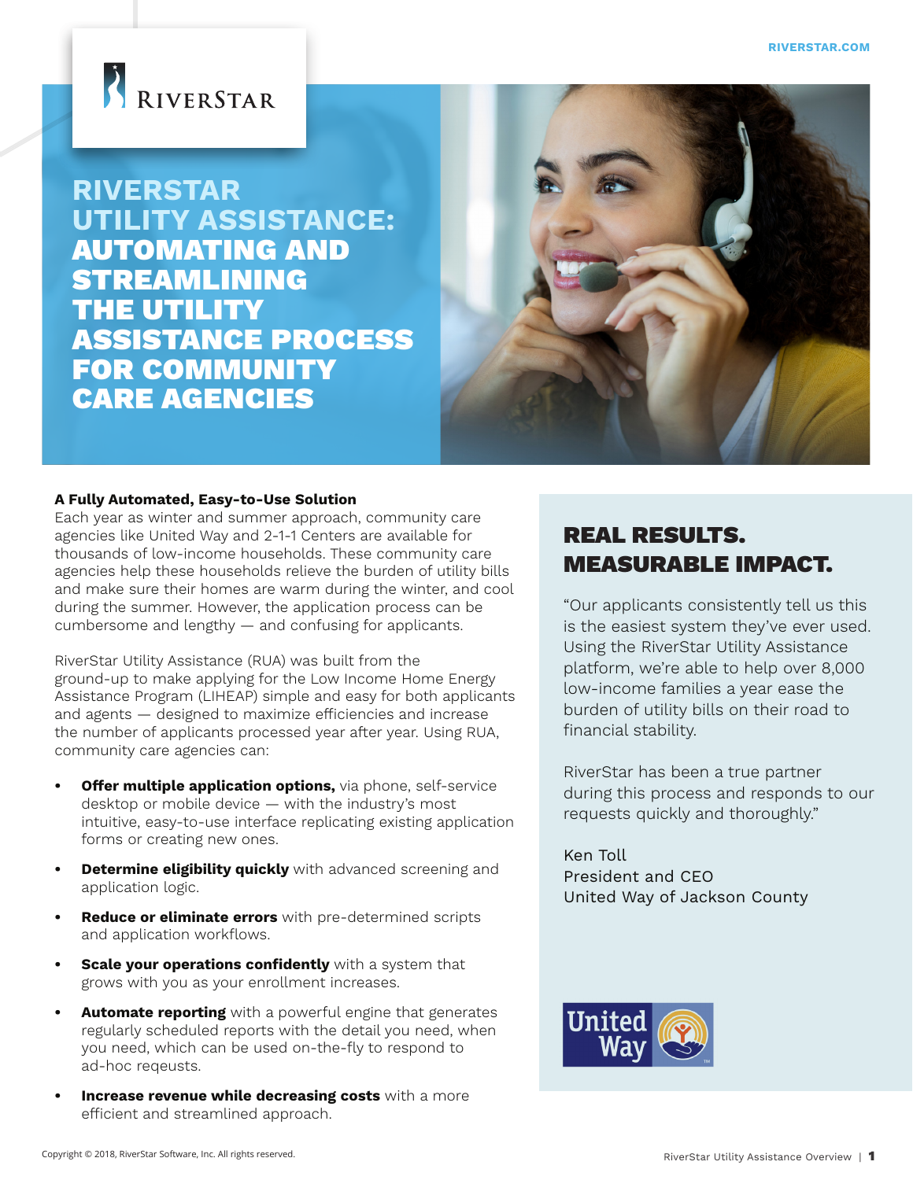# RIVERSTAR UTILITY ASSISTANCE: AUTOMATING AND STREAMLINING THE UTILITY ASSISTANCE PROCESS FOR COMMUNITY CARE AGENCIES

**A Fully Automated, Easy-to-Use Solution**

Each year as winter and summer approach, community care agencies like United Way and 2-1-1 Centers are available for thousands of low-income households. These community care agencies help these households relieve the burden of utility bills and make sure their homes are warm during the winter, and cool during the summer. However, the application process can be cumbersome and lengthy — and confusing for applicants.

RiverStar Utility Assistance (RUA) was built from the ground-up to make applying for the Low Income Home Energy Assistance Program (LIHEAP) simple and easy for both applicants and agents — designed to maximize efficiencies and increase the number of applicants processed year after year. Using RUA, community care agencies can:

- **Offer multiple application options,** via phone, self-service desktop or mobile device — with the industry's most intuitive, easy-to-use interface replicating existing application forms or creating new ones.
- **Determine eligibility quickly** with advanced screening and application logic.
- **Reduce or eliminate errors** with pre-determined scripts and application workflows.
- **Scale your operations confidently** with a system that grows with you as your enrollment increases.
- **Automate reporting** with a powerful engine that generates regularly scheduled reports with the detail you need, when you need, which can be used on-the-fly to respond to ad-hoc reqeusts.
- **Increase revenue while decreasing costs** with a more efficient and streamlined approach.

## REAL RESULTS. MEASURABLE IMPACT.

"Our applicants consistently tell us this is the easiest system they've ever used. Using the RiverStar Utility Assistance platform, we're able to help over 8,000 low-income families a year ease the burden of utility bills on their road to financial stability.

RiverStar has been a true partner during this process and responds to our requests quickly and thoroughly."

Ken Toll
President and CEO
United Way of Jackson County

Copyright © 2018, RiverStar Software, Inc. All rights reserved.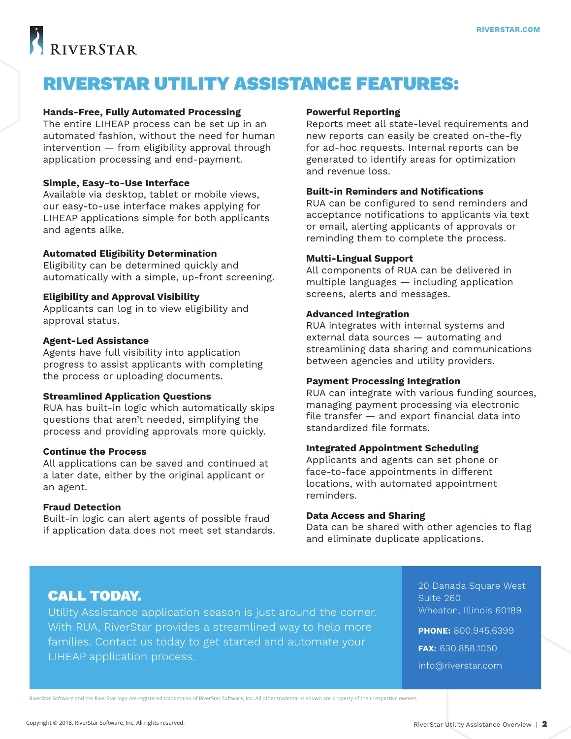# RIVERSTAR UTILITY ASSISTANCE FEATURES:

**Hands-Free, Fully Automated Processing**
The entire LIHEAP process can be set up in an automated fashion, without the need for human intervention — from eligibility approval through application processing and end-payment.

**Simple, Easy-to-Use Interface**
Available via desktop, tablet or mobile views, our easy-to-use interface makes applying for LIHEAP applications simple for both applicants and agents alike.

**Automated Eligibility Determination**
Eligibility can be determined quickly and automatically with a simple, up-front screening.

**Eligibility and Approval Visibility**
Applicants can log in to view eligibility and approval status.

**Agent-Led Assistance**
Agents have full visibility into application progress to assist applicants with completing the process or uploading documents.

**Streamlined Application Questions**
RUA has built-in logic which automatically skips questions that aren't needed, simplifying the process and providing approvals more quickly.

**Continue the Process**
All applications can be saved and continued at a later date, either by the original applicant or an agent.

**Fraud Detection**
Built-in logic can alert agents of possible fraud if application data does not meet set standards.

**Powerful Reporting**
Reports meet all state-level requirements and new reports can easily be created on-the-fly for ad-hoc requests. Internal reports can be generated to identify areas for optimization and revenue loss.

**Built-in Reminders and Notifications**
RUA can be configured to send reminders and acceptance notifications to applicants via text or email, alerting applicants of approvals or reminding them to complete the process.

**Multi-Lingual Support**
All components of RUA can be delivered in multiple languages — including application screens, alerts and messages.

**Advanced Integration**
RUA integrates with internal systems and external data sources — automating and streamlining data sharing and communications between agencies and utility providers.

**Payment Processing Integration**
RUA can integrate with various funding sources, managing payment processing via electronic file transfer — and export financial data into standardized file formats.

**Integrated Appointment Scheduling**
Applicants and agents can set phone or face-to-face appointments in different locations, with automated appointment reminders.

**Data Access and Sharing**
Data can be shared with other agencies to flag and eliminate duplicate applications.

## CALL TODAY.

Utility Assistance application season is just around the corner. With RUA, RiverStar provides a streamlined way to help more families. Contact us today to get started and automate your LIHEAP application process.

20 Danada Square West
Suite 260
Wheaton, Illinois 60189

**PHONE:** 800.945.6399

**FAX:** 630.858.1050

info@riverstar.com

RiverStar Software and the RiverStar logo are registered trademarks of RiverStar Software, Inc. All other trademarks shown are property of their respective owners.

Copyright © 2018, RiverStar Software, Inc. All rights reserved.